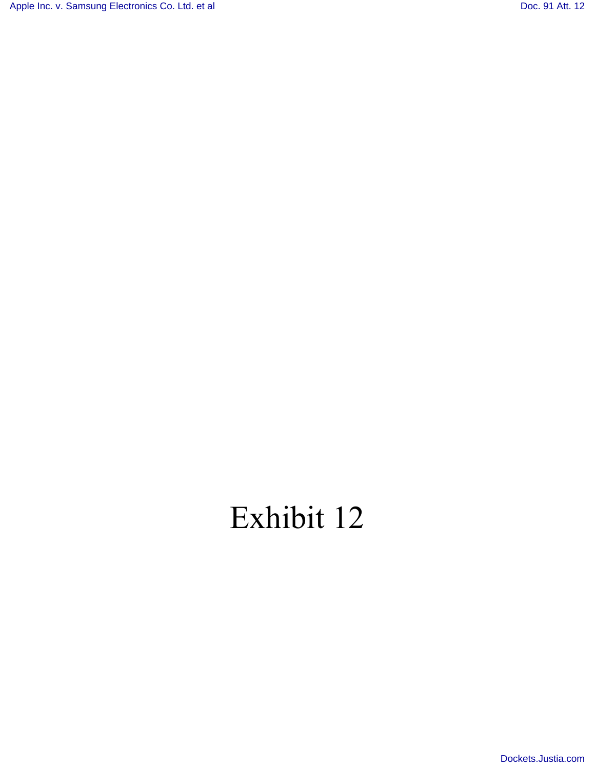# Exhibit 12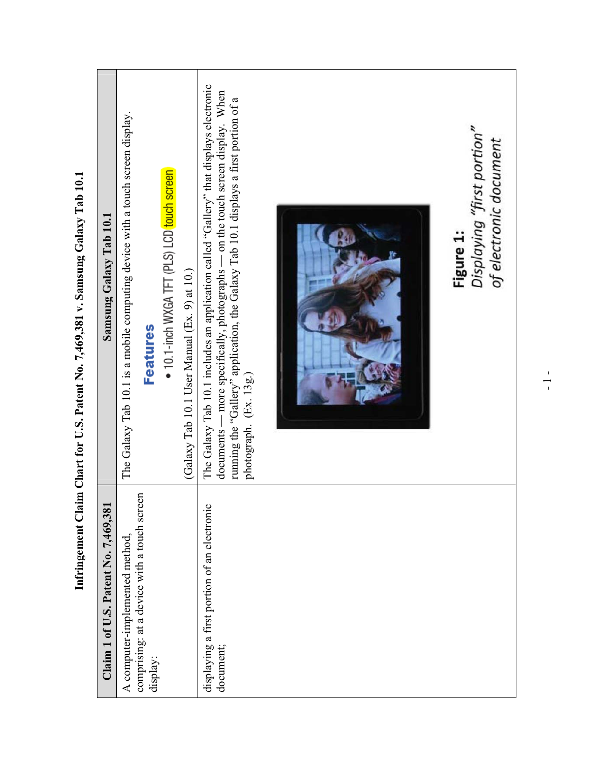# Infringement Claim Chart for U.S. Patent No. 7,469,381 v. Samsung Galaxy Tab 10.1

| Claim 1 of U.S. Patent No. 7,469,381 | Samsung Galaxy Tab 10.1 |
| --- | --- |
| A computer-implemented method, comprising: at a device with a touch screen display: | The Galaxy Tab 10.1 is a mobile computing device with a touch screen display. **Features** • 10.1-inch WXGA TFT (PLS) LCD touch screen (Galaxy Tab 10.1 User Manual (Ex. 9) at 10.) |
| displaying a first portion of an electronic document; | The Galaxy Tab 10.1 includes an application called "Gallery" that displays electronic documents — more specifically, photographs — on the touch screen display. When running the "Gallery" application, the Galaxy Tab 10.1 displays a first portion of a photograph. (Ex. 13g.) **Figure 1:** *Displaying "first portion" of electronic document* |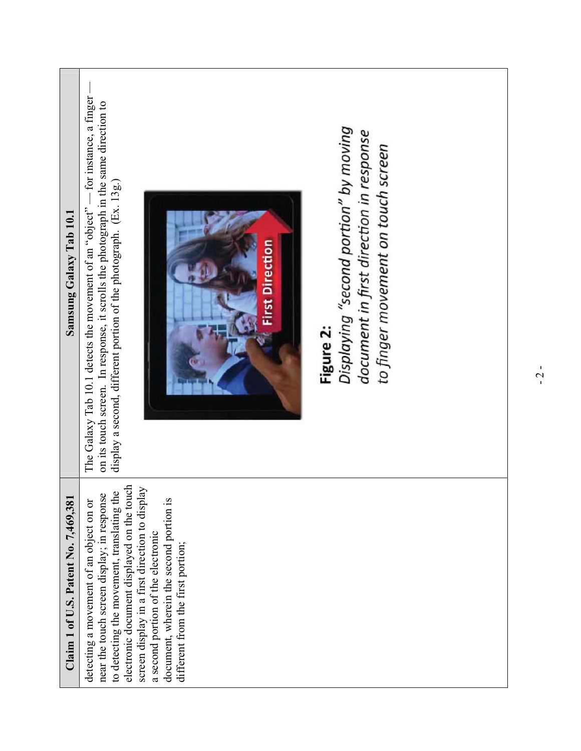| Claim 1 of U.S. Patent No. 7,469,381 | Samsung Galaxy Tab 10.1 |
| --- | --- |
| detecting a movement of an object on or near the touch screen display; in response to detecting the movement, translating the electronic document displayed on the touch screen display in a first direction to display a second portion of the electronic document, wherein the second portion is different from the first portion; | The Galaxy Tab 10.1 detects the movement of an "object" — for instance, a finger — on its touch screen. In response, it scrolls the photograph in the same direction to display a second, different portion of the photograph. (Ex. 13g.)<br><br>**Figure 2:**<br>*Displaying "second portion" by moving document in first direction in response to finger movement on touch screen* |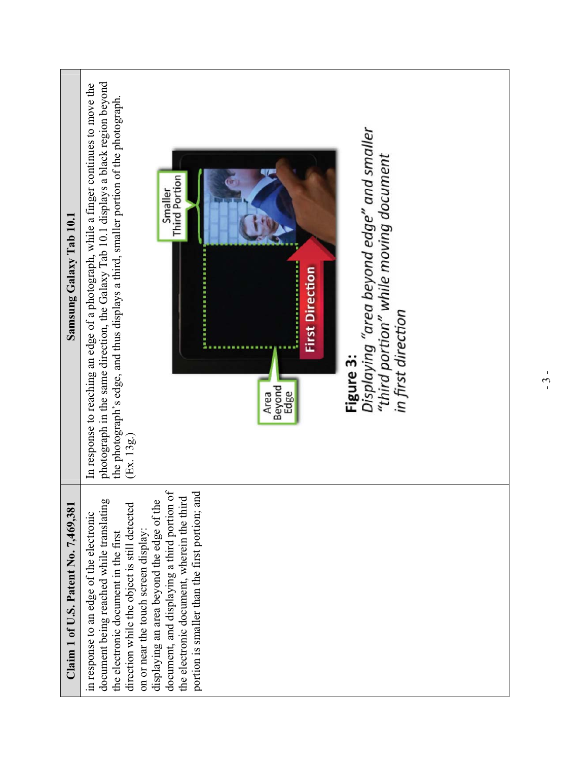| Claim 1 of U.S. Patent No. 7,469,381 | Samsung Galaxy Tab 10.1 |
| --- | --- |
| in response to an edge of the electronic document being reached while translating the electronic document in the first direction while the object is still detected on or near the touch screen display: displaying an area beyond the edge of the document, and displaying a third portion of the electronic document, wherein the third portion is smaller than the first portion; and | In response to reaching an edge of a photograph, while a finger continues to move the photograph in the same direction, the Galaxy Tab 10.1 displays a black region beyond the photograph's edge, and thus displays a third, smaller portion of the photograph. (Ex. 13g.) <br><br> **Figure 3:** *Displaying "area beyond edge" and smaller "third portion" while moving document in first direction* |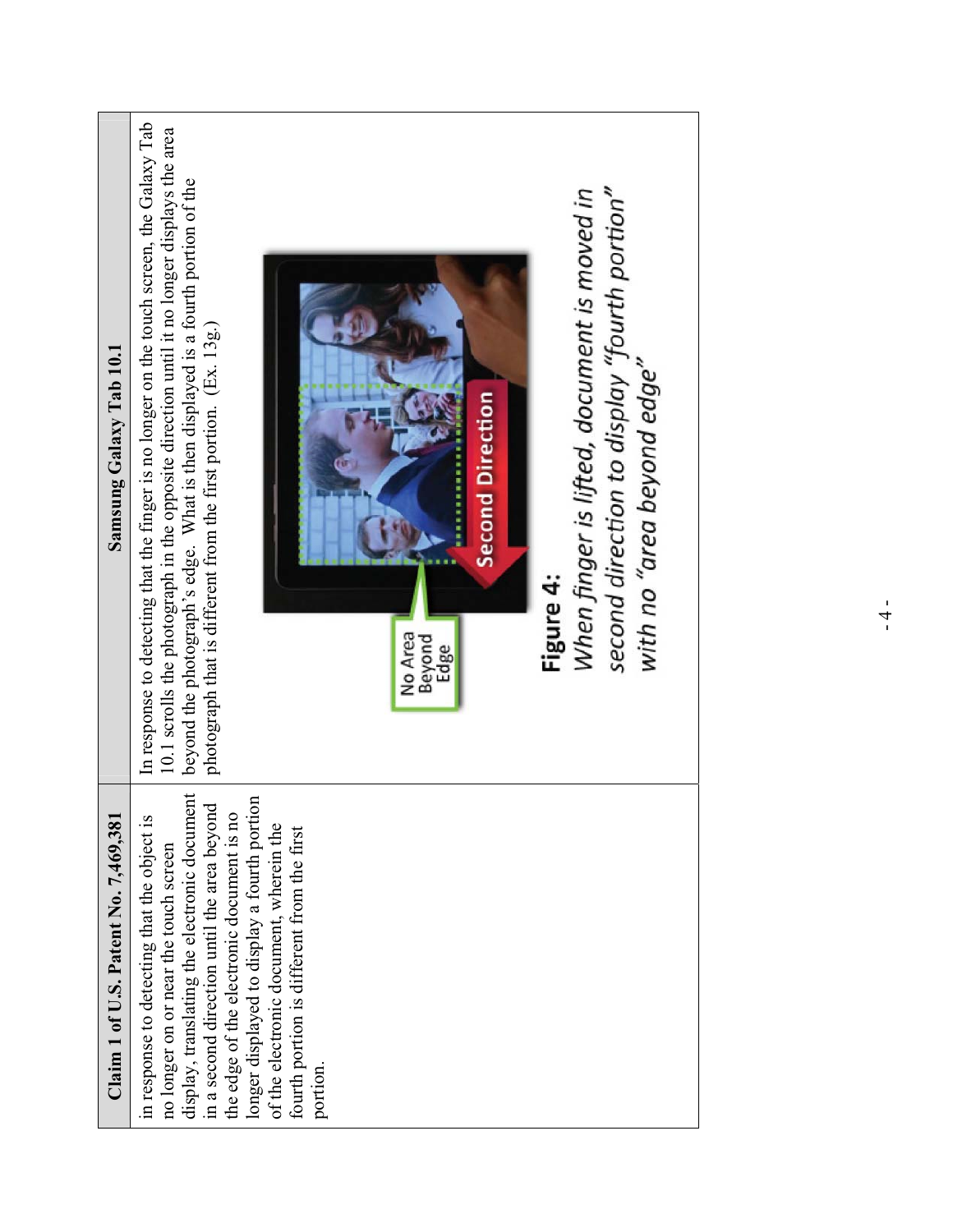| Claim 1 of U.S. Patent No. 7,469,381 | Samsung Galaxy Tab 10.1 |
|---|---|
| in response to detecting that the object is no longer on or near the touch screen display, translating the electronic document in a second direction until the area beyond the edge of the electronic document is no longer displayed to display a fourth portion of the electronic document, wherein the fourth portion is different from the first portion. | In response to detecting that the finger is no longer on the touch screen, the Galaxy Tab 10.1 scrolls the photograph in the opposite direction until it no longer displays the area beyond the photograph's edge. What is then displayed is a fourth portion of the photograph that is different from the first portion. (Ex. 13g.)<br><br>**Figure 4:**<br>*When finger is lifted, document is moved in second direction to display "fourth portion" with no "area beyond edge"* |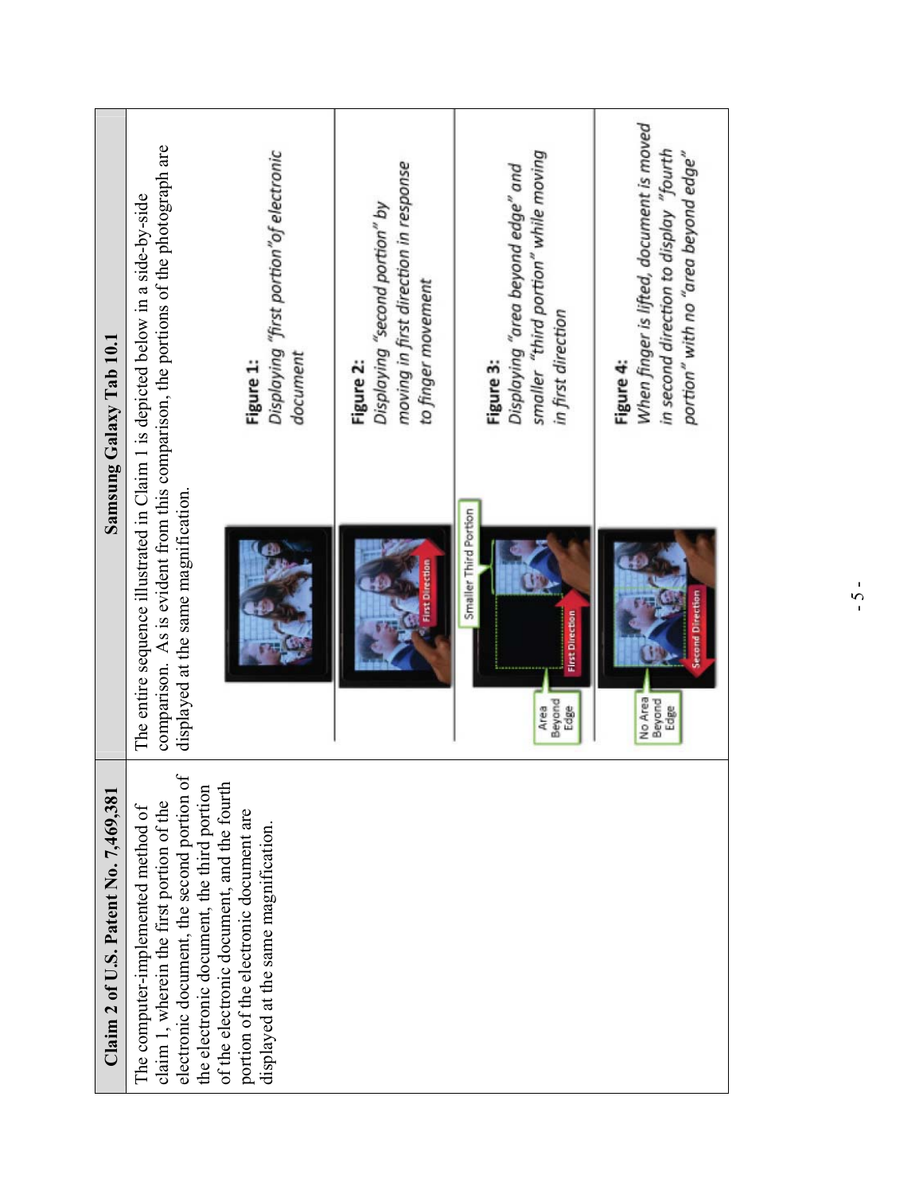| Claim 2 of U.S. Patent No. 7,469,381 | Samsung Galaxy Tab 10.1 |
|---|---|
| The computer-implemented method of claim 1, wherein the first portion of the electronic document, the second portion of the electronic document, the third portion of the electronic document, and the fourth portion of the electronic document are displayed at the same magnification. | The entire sequence illustrated in Claim 1 is depicted below in a side-by-side comparison. As is evident from this comparison, the portions of the photograph are displayed at the same magnification.<br><br>**Figure 1:** *Displaying "first portion" of electronic document*<br><br>**Figure 2:** *Displaying "second portion" by moving in first direction in response to finger movement*<br><br>**Figure 3:** *Displaying "area beyond edge" and smaller "third portion" while moving in first direction*<br><br>**Figure 4:** *When finger is lifted, document is moved in second direction to display "fourth portion" with no "area beyond edge"* |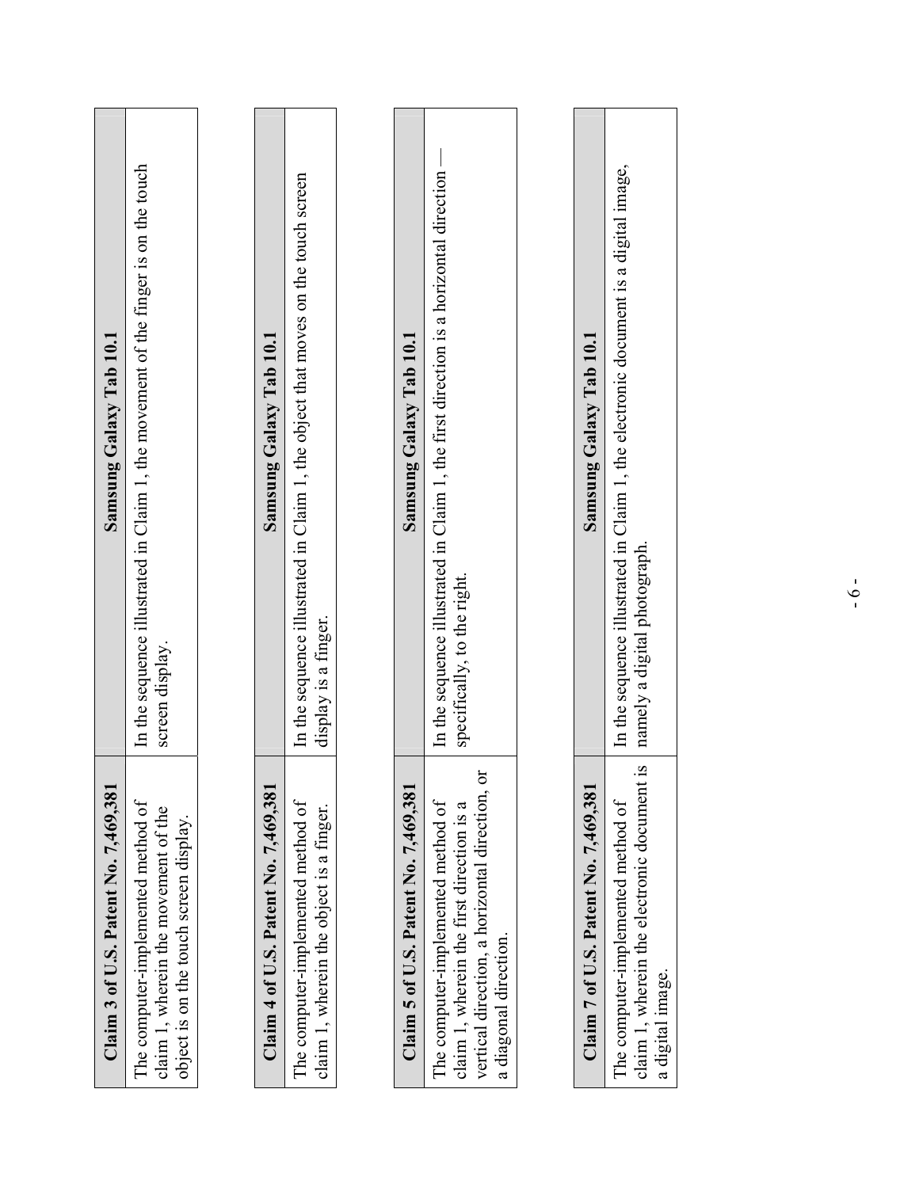| Claim 3 of U.S. Patent No. 7,469,381 | Samsung Galaxy Tab 10.1 |
| --- | --- |
| The computer-implemented method of claim 1, wherein the movement of the object is on the touch screen display. | In the sequence illustrated in Claim 1, the movement of the finger is on the touch screen display. |

| Claim 4 of U.S. Patent No. 7,469,381 | Samsung Galaxy Tab 10.1 |
| --- | --- |
| The computer-implemented method of claim 1, wherein the object is a finger. | In the sequence illustrated in Claim 1, the object that moves on the touch screen display is a finger. |

| Claim 5 of U.S. Patent No. 7,469,381 | Samsung Galaxy Tab 10.1 |
| --- | --- |
| The computer-implemented method of claim 1, wherein the first direction is a vertical direction, a horizontal direction, or a diagonal direction. | In the sequence illustrated in Claim 1, the first direction is a horizontal direction — specifically, to the right. |

| Claim 7 of U.S. Patent No. 7,469,381 | Samsung Galaxy Tab 10.1 |
| --- | --- |
| The computer-implemented method of claim 1, wherein the electronic document is a digital image. | In the sequence illustrated in Claim 1, the electronic document is a digital image, namely a digital photograph. |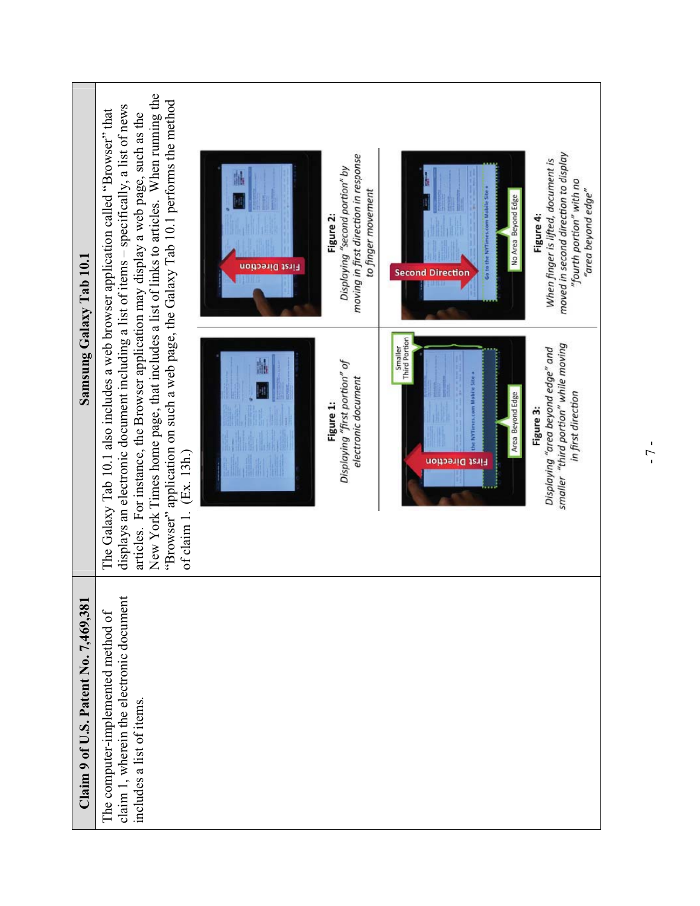| Claim 9 of U.S. Patent No. 7,469,381 | Samsung Galaxy Tab 10.1 |
|---|---|
| The computer-implemented method of claim 1, wherein the electronic document includes a list of items. | The Galaxy Tab 10.1 also includes a web browser application called "Browser" that displays an electronic document including a list of items – specifically, a list of news articles. For instance, the Browser application may display a web page, such as the New York Times home page, that includes a list of links to articles. When running the "Browser" application on such a web page, the Galaxy Tab 10.1 performs the method of claim 1. (Ex. 13h.)<br><br>**Figure 1:** *Displaying "first portion" of electronic document*<br><br>**Figure 2:** *Displaying "second portion" by moving in first direction in response to finger movement*<br><br>**Figure 3:** *Displaying "area beyond edge" and smaller "third portion" while moving in first direction*<br><br>**Figure 4:** *When finger is lifted, document is moved in second direction to display "fourth portion" with no "area beyond edge"* |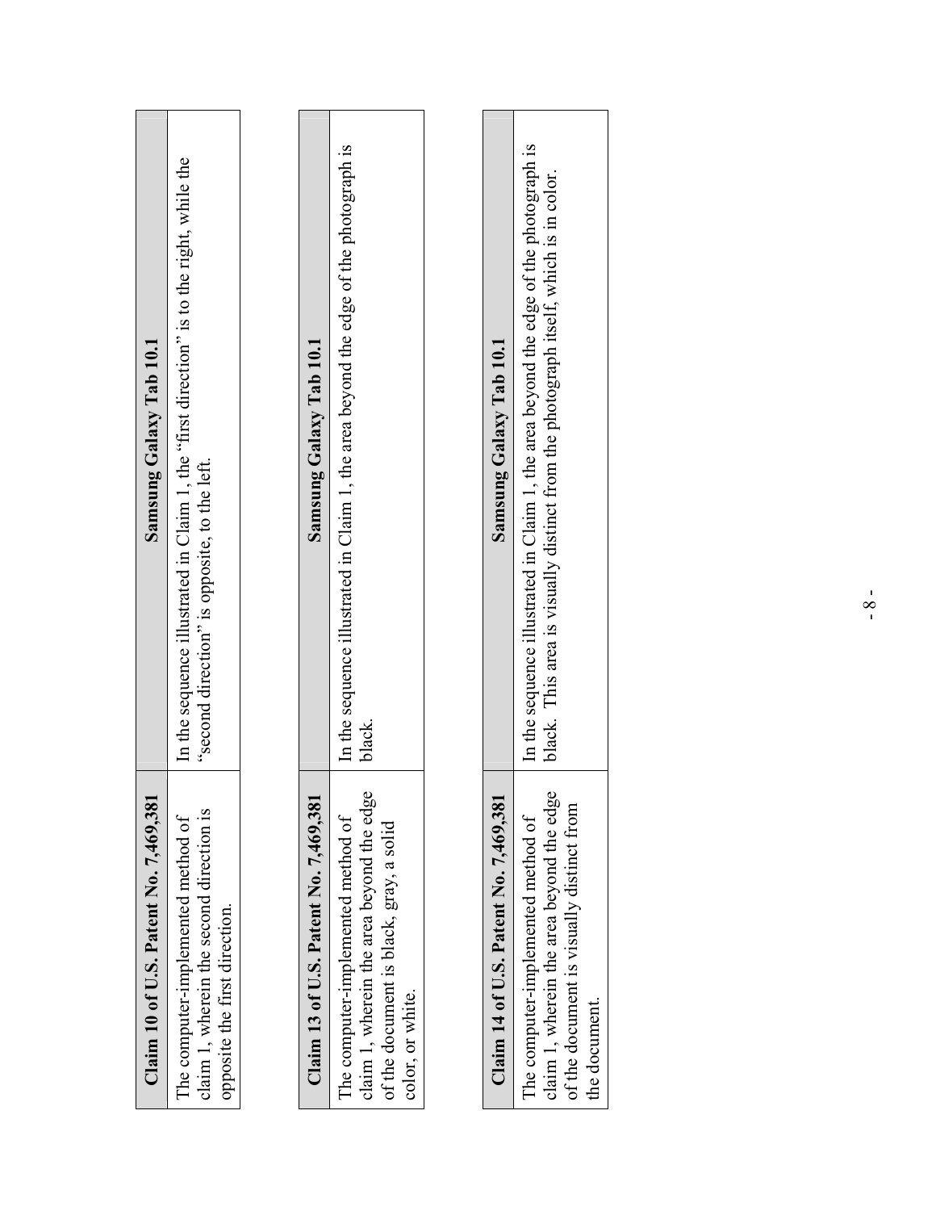| Claim 10 of U.S. Patent No. 7,469,381 | Samsung Galaxy Tab 10.1 |
| --- | --- |
| The computer-implemented method of claim 1, wherein the second direction is opposite the first direction. | In the sequence illustrated in Claim 1, the "first direction" is to the right, while the "second direction" is opposite, to the left. |

| Claim 13 of U.S. Patent No. 7,469,381 | Samsung Galaxy Tab 10.1 |
| --- | --- |
| The computer-implemented method of claim 1, wherein the area beyond the edge of the document is black, gray, a solid color, or white. | In the sequence illustrated in Claim 1, the area beyond the edge of the photograph is black. |

| Claim 14 of U.S. Patent No. 7,469,381 | Samsung Galaxy Tab 10.1 |
| --- | --- |
| The computer-implemented method of claim 1, wherein the area beyond the edge of the document is visually distinct from the document. | In the sequence illustrated in Claim 1, the area beyond the edge of the photograph is black. This area is visually distinct from the photograph itself, which is in color. |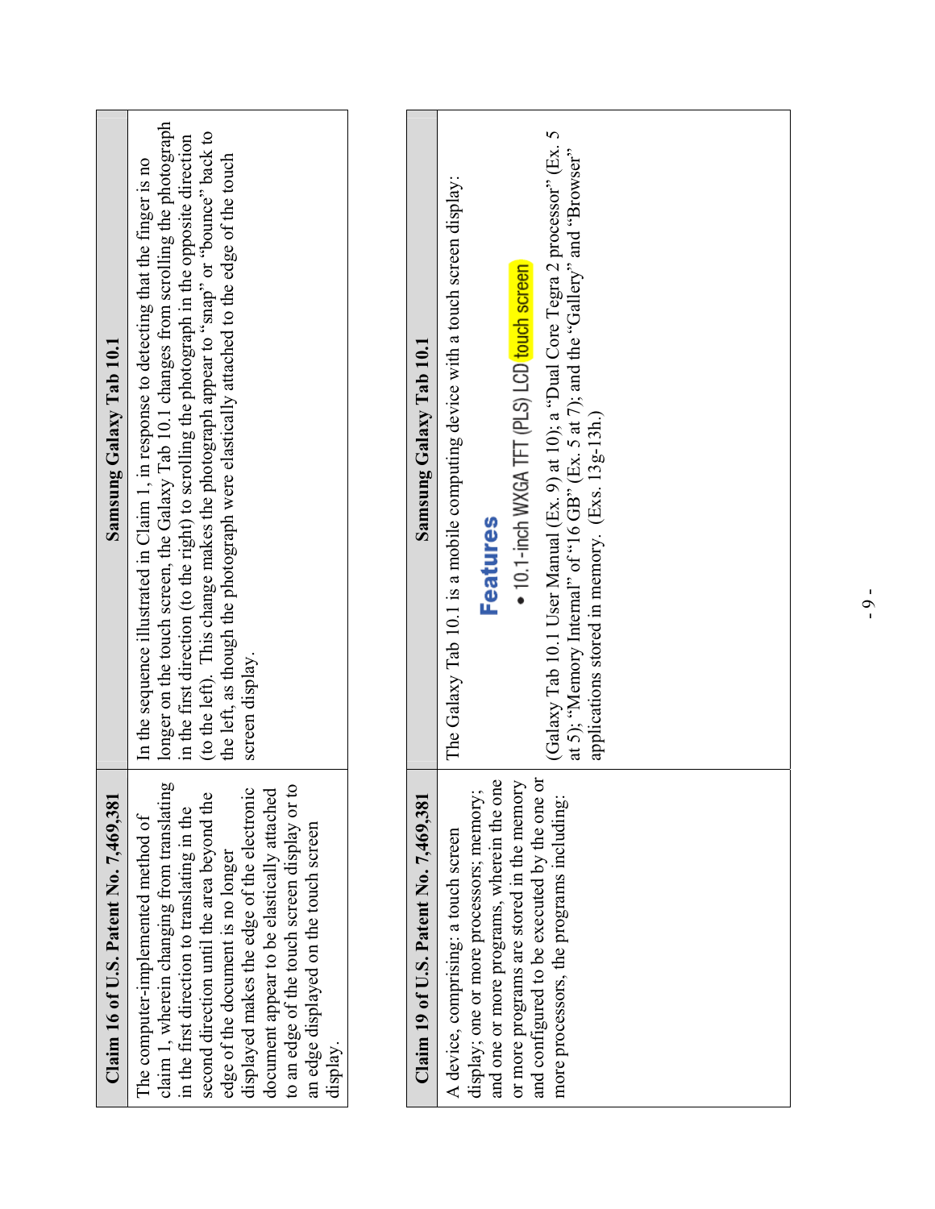| Claim 16 of U.S. Patent No. 7,469,381 | Samsung Galaxy Tab 10.1 |
|---|---|
| The computer-implemented method of claim 1, wherein changing from translating in the first direction to translating in the second direction until the area beyond the edge of the document is no longer displayed makes the edge of the electronic document appear to be elastically attached to an edge of the touch screen display or to an edge displayed on the touch screen display. | In the sequence illustrated in Claim 1, in response to detecting that the finger is no longer on the touch screen, the Galaxy Tab 10.1 changes from scrolling the photograph in the first direction (to the right) to scrolling the photograph in the opposite direction (to the left). This change makes the photograph appear to "snap" or "bounce" back to the left, as though the photograph were elastically attached to the edge of the touch screen display. |

| Claim 19 of U.S. Patent No. 7,469,381 | Samsung Galaxy Tab 10.1 |
|---|---|
| A device, comprising: a touch screen display; one or more processors; memory; and one or more programs, wherein the one or more programs are stored in the memory and configured to be executed by the one or more processors, the programs including: | The Galaxy Tab 10.1 is a mobile computing device with a touch screen display:<br><br>**Features**<br>• 10.1-inch WXGA TFT (PLS) LCD touch screen<br><br>(Galaxy Tab 10.1 User Manual (Ex. 9) at 10); a "Dual Core Tegra 2 processor" (Ex. 5 at 5); "Memory Internal" of "16 GB" (Ex. 5 at 7); and the "Gallery" and "Browser" applications stored in memory. (Exs. 13g-13h.) |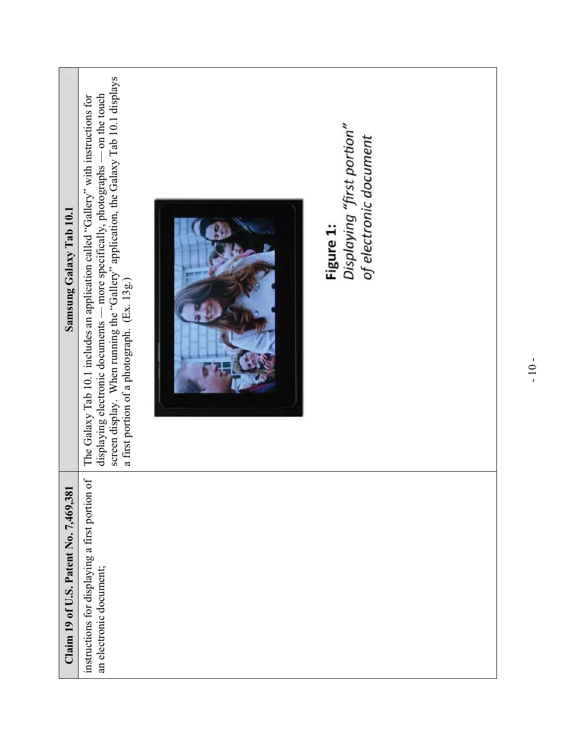| Claim 19 of U.S. Patent No. 7,469,381 | Samsung Galaxy Tab 10.1 |
| --- | --- |
| instructions for displaying a first portion of an electronic document; | The Galaxy Tab 10.1 includes an application called "Gallery" with instructions for displaying electronic documents — more specifically, photographs — on the touch screen display. When running the "Gallery" application, the Galaxy Tab 10.1 displays a first portion of a photograph. (Ex. 13g.)<br><br>**Figure 1:**<br>*Displaying "first portion" of electronic document* |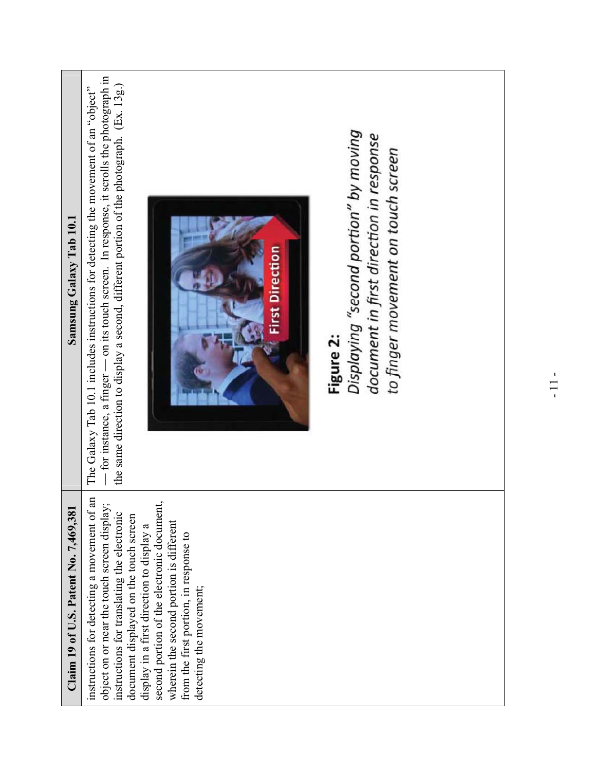| Claim 19 of U.S. Patent No. 7,469,381 | Samsung Galaxy Tab 10.1 |
|---|---|
| instructions for detecting a movement of an object on or near the touch screen display; instructions for translating the electronic document displayed on the touch screen display in a first direction to display a second portion of the electronic document, wherein the second portion is different from the first portion, in response to detecting the movement; | The Galaxy Tab 10.1 includes instructions for detecting the movement of an "object" — for instance, a finger — on its touch screen. In response, it scrolls the photograph in the same direction to display a second, different portion of the photograph. (Ex. 13g.)<br><br>First Direction<br><br>**Figure 2:**<br>*Displaying "second portion" by moving document in first direction in response to finger movement on touch screen* |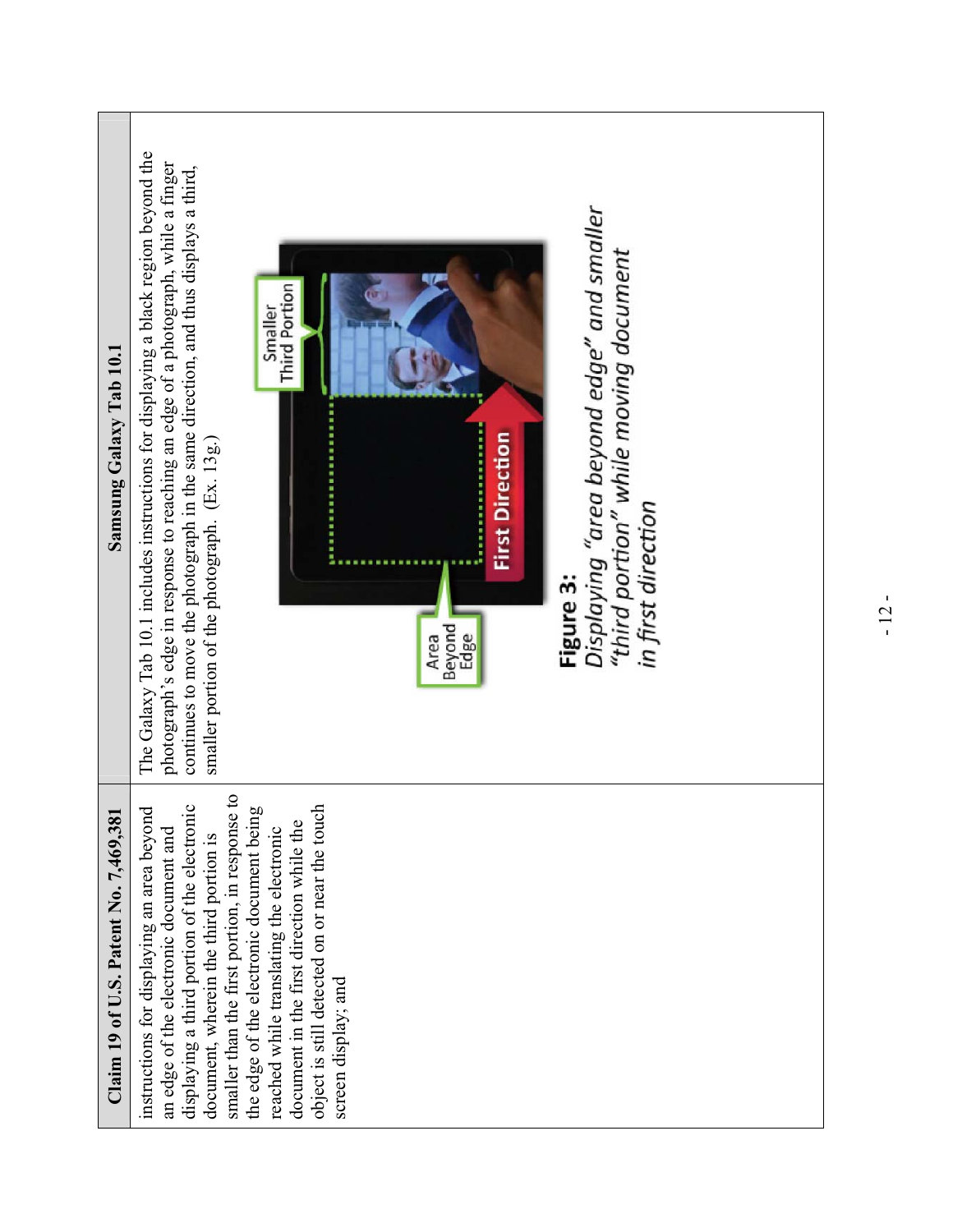| Claim 19 of U.S. Patent No. 7,469,381 | Samsung Galaxy Tab 10.1 |
| --- | --- |
| instructions for displaying an area beyond an edge of the electronic document and displaying a third portion of the electronic document, wherein the third portion is smaller than the first portion, in response to the edge of the electronic document being reached while translating the electronic document in the first direction while the object is still detected on or near the touch screen display; and | The Galaxy Tab 10.1 includes instructions for displaying a black region beyond the photograph's edge in response to reaching an edge of a photograph, while a finger continues to move the photograph in the same direction, and thus displays a third, smaller portion of the photograph. (Ex. 13g.)<br><br>Area Beyond Edge / Smaller Third Portion / First Direction<br><br>**Figure 3:** *Displaying "area beyond edge" and smaller "third portion" while moving document in first direction* |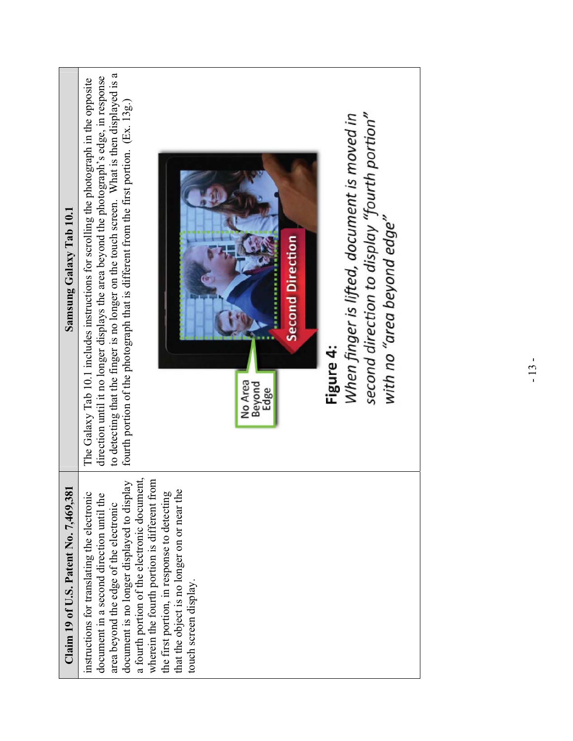| Claim 19 of U.S. Patent No. 7,469,381 | Samsung Galaxy Tab 10.1 |
| --- | --- |
| instructions for translating the electronic document in a second direction until the area beyond the edge of the electronic document is no longer displayed to display a fourth portion of the electronic document, wherein the fourth portion is different from the first portion, in response to detecting that the object is no longer on or near the touch screen display. | The Galaxy Tab 10.1 includes instructions for scrolling the photograph in the opposite direction until it no longer displays the area beyond the photograph's edge, in response to detecting that the finger is no longer on the touch screen. What is then displayed is a fourth portion of the photograph that is different from the first portion. (Ex. 13g.)<br><br>No Area Beyond Edge<br>Second Direction<br><br>**Figure 4:**<br>*When finger is lifted, document is moved in second direction to display "fourth portion" with no "area beyond edge"* |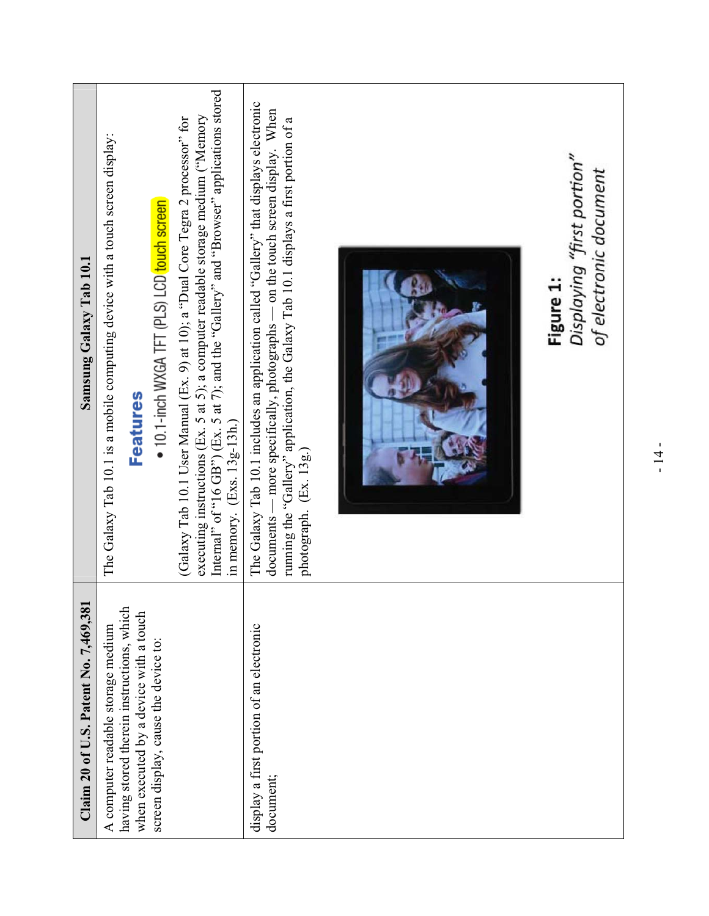| Claim 20 of U.S. Patent No. 7,469,381 | Samsung Galaxy Tab 10.1 |
|---|---|
| A computer readable storage medium having stored therein instructions, which when executed by a device with a touch screen display, cause the device to: | The Galaxy Tab 10.1 is a mobile computing device with a touch screen display: **Features** • 10.1-inch WXGA TFT (PLS) LCD touch screen (Galaxy Tab 10.1 User Manual (Ex. 9) at 10); a "Dual Core Tegra 2 processor" for executing instructions (Ex. 5 at 5); a computer readable storage medium ("Memory Internal" of "16 GB") (Ex. 5 at 7); and the "Gallery" and "Browser" applications stored in memory. (Exs. 13g-13h.) |
| display a first portion of an electronic document; | The Galaxy Tab 10.1 includes an application called "Gallery" that displays electronic documents — more specifically, photographs — on the touch screen display. When running the "Gallery" application, the Galaxy Tab 10.1 displays a first portion of a photograph. (Ex. 13g.) **Figure 1:** *Displaying "first portion" of electronic document* |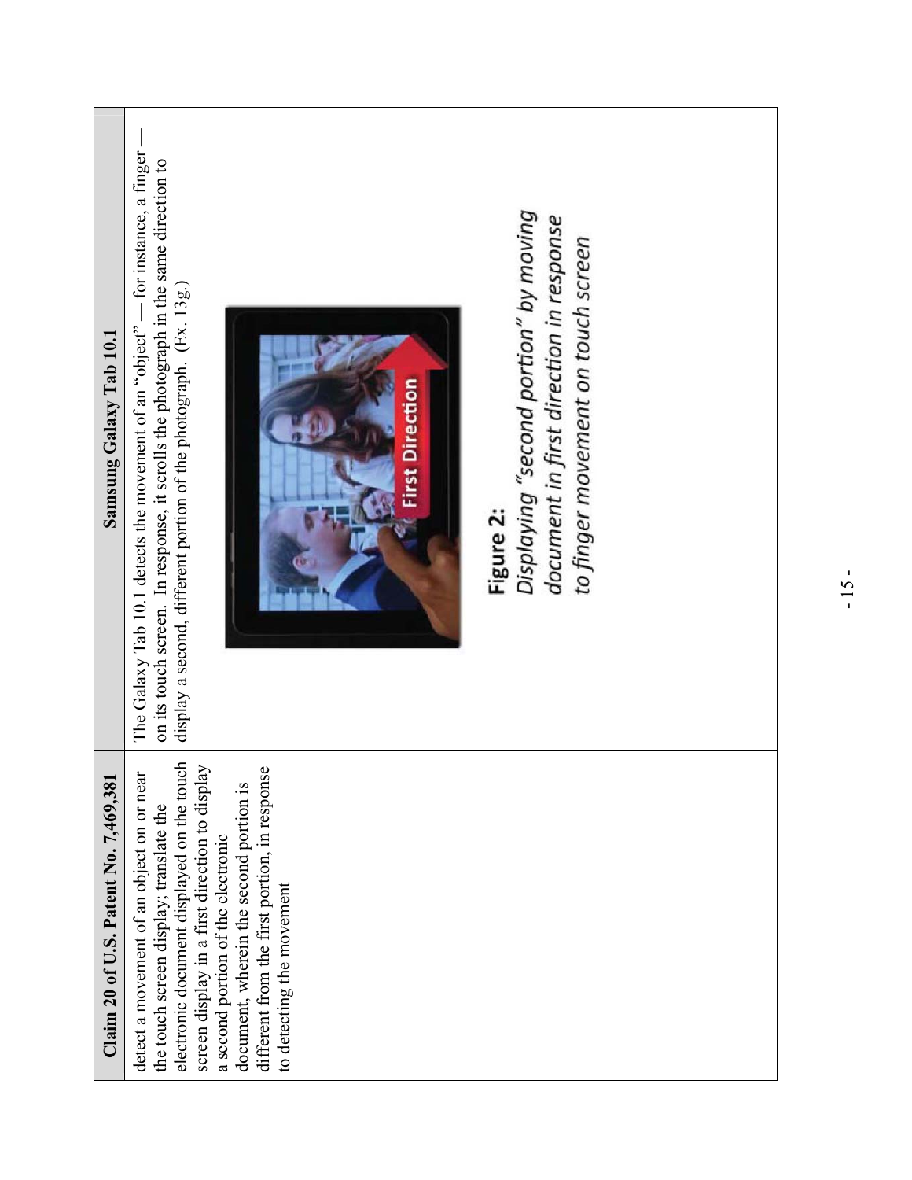| Claim 20 of U.S. Patent No. 7,469,381 | Samsung Galaxy Tab 10.1 |
| --- | --- |
| detect a movement of an object on or near the touch screen display; translate the electronic document displayed on the touch screen display in a first direction to display a second portion of the electronic document, wherein the second portion is different from the first portion, in response to detecting the movement | The Galaxy Tab 10.1 detects the movement of an "object" — for instance, a finger — on its touch screen. In response, it scrolls the photograph in the same direction to display a second, different portion of the photograph. (Ex. 13g.)<br><br>First Direction<br><br>**Figure 2:**<br>*Displaying "second portion" by moving document in first direction in response to finger movement on touch screen* |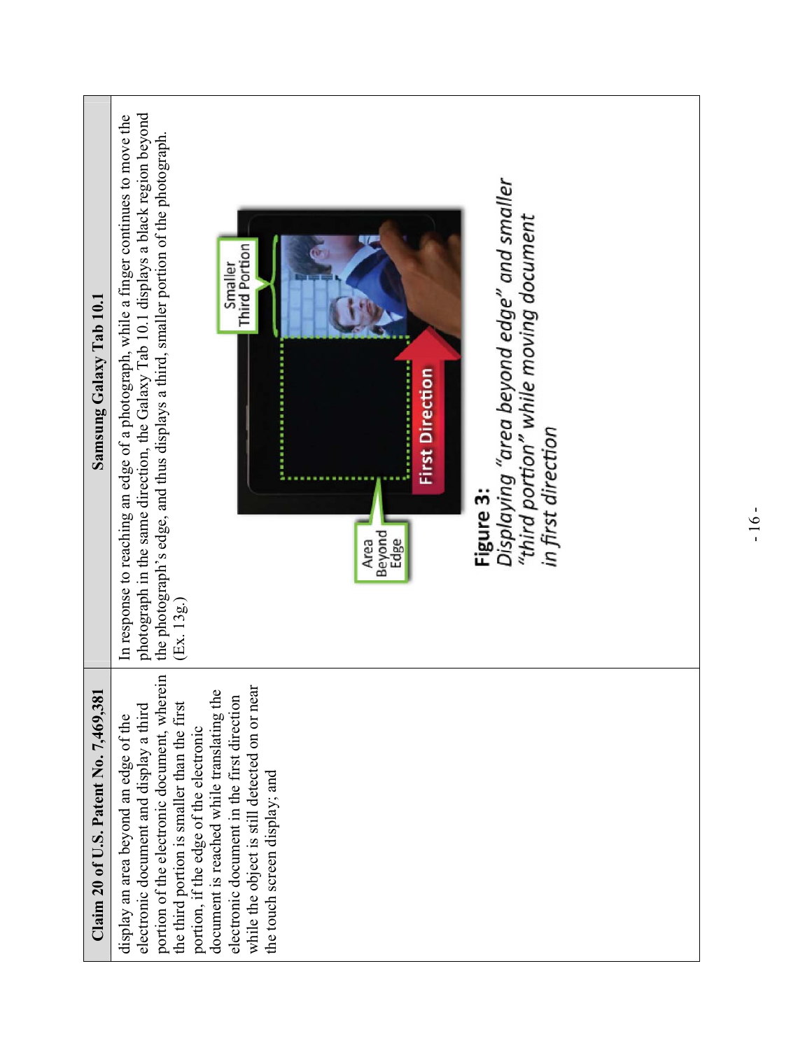| Claim 20 of U.S. Patent No. 7,469,381 | Samsung Galaxy Tab 10.1 |
| --- | --- |
| display an area beyond an edge of the electronic document and display a third portion of the electronic document, wherein the third portion is smaller than the first portion, if the edge of the electronic document is reached while translating the electronic document in the first direction while the object is still detected on or near the touch screen display; and | In response to reaching an edge of a photograph, while a finger continues to move the photograph in the same direction, the Galaxy Tab 10.1 displays a black region beyond the photograph's edge, and thus displays a third, smaller portion of the photograph. (Ex. 13g.)<br><br>**Figure 3:** *Displaying "area beyond edge" and smaller "third portion" while moving document in first direction* |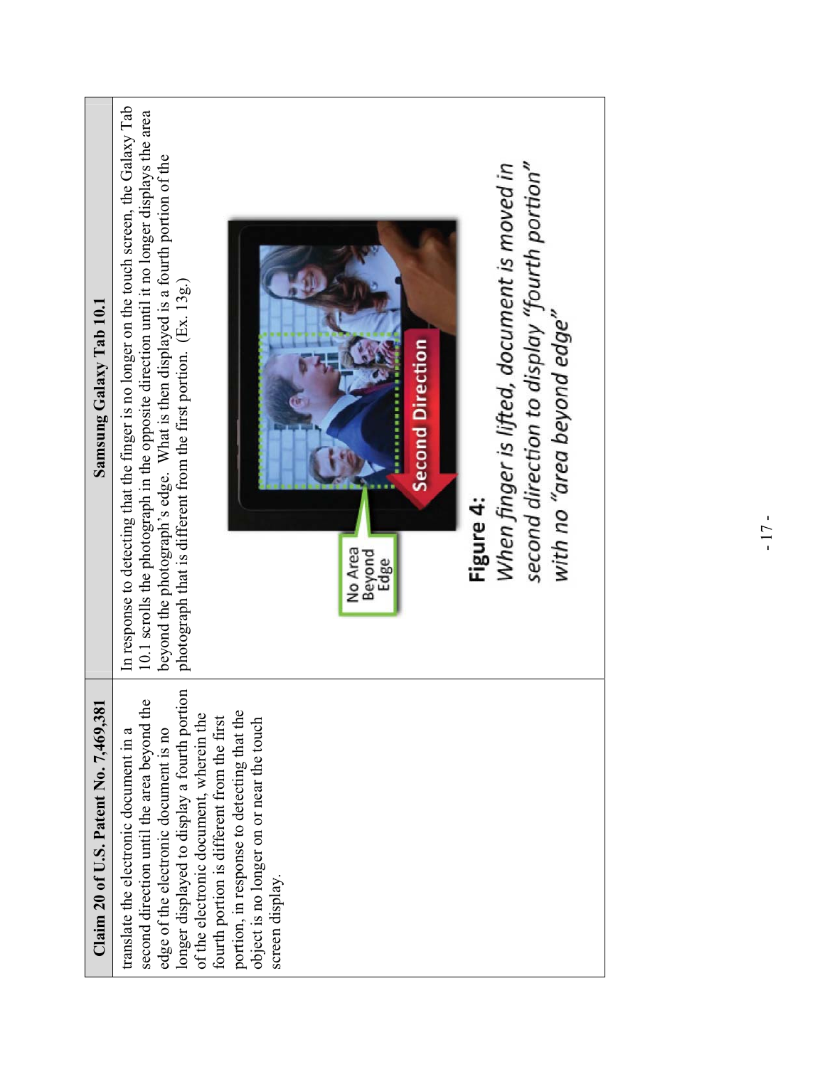| Claim 20 of U.S. Patent No. 7,469,381 | Samsung Galaxy Tab 10.1 |
| --- | --- |
| translate the electronic document in a second direction until the area beyond the edge of the electronic document is no longer displayed to display a fourth portion of the electronic document, wherein the fourth portion is different from the first portion, in response to detecting that the object is no longer on or near the touch screen display. | In response to detecting that the finger is no longer on the touch screen, the Galaxy Tab 10.1 scrolls the photograph in the opposite direction until it no longer displays the area beyond the photograph's edge. What is then displayed is a fourth portion of the photograph that is different from the first portion. (Ex. 13g.)<br><br>No Area Beyond Edge<br>Second Direction<br><br>**Figure 4:**<br>*When finger is lifted, document is moved in second direction to display "fourth portion" with no "area beyond edge"* |